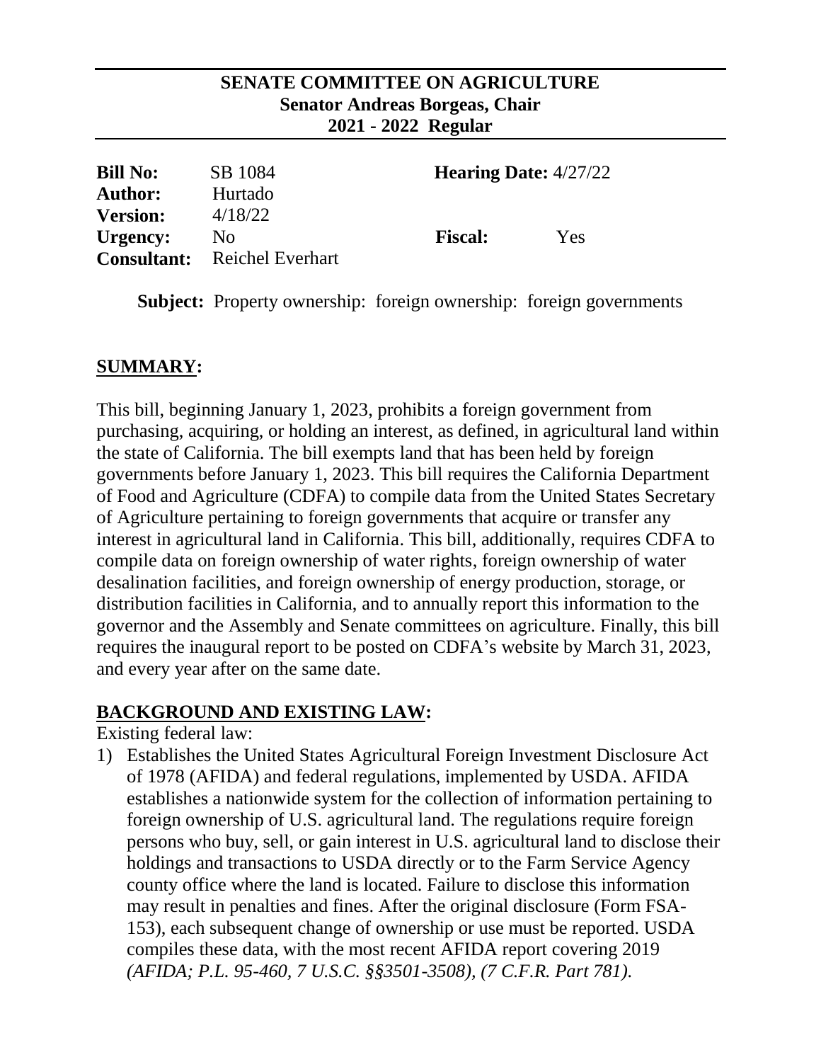**SENATE COMMITTEE ON AGRICULTURE**
**Senator Andreas Borgeas, Chair**
**2021 - 2022 Regular**

| | | | |
|---|---|---|---|
| **Bill No:** | SB 1084 | **Hearing Date:** 4/27/22 | |
| **Author:** | Hurtado | | |
| **Version:** | 4/18/22 | | |
| **Urgency:** | No | **Fiscal:** | Yes |
| **Consultant:** | Reichel Everhart | | |

**Subject:** Property ownership: foreign ownership: foreign governments

## SUMMARY:

This bill, beginning January 1, 2023, prohibits a foreign government from purchasing, acquiring, or holding an interest, as defined, in agricultural land within the state of California. The bill exempts land that has been held by foreign governments before January 1, 2023. This bill requires the California Department of Food and Agriculture (CDFA) to compile data from the United States Secretary of Agriculture pertaining to foreign governments that acquire or transfer any interest in agricultural land in California. This bill, additionally, requires CDFA to compile data on foreign ownership of water rights, foreign ownership of water desalination facilities, and foreign ownership of energy production, storage, or distribution facilities in California, and to annually report this information to the governor and the Assembly and Senate committees on agriculture. Finally, this bill requires the inaugural report to be posted on CDFA's website by March 31, 2023, and every year after on the same date.

## BACKGROUND AND EXISTING LAW:

Existing federal law:

1) Establishes the United States Agricultural Foreign Investment Disclosure Act of 1978 (AFIDA) and federal regulations, implemented by USDA. AFIDA establishes a nationwide system for the collection of information pertaining to foreign ownership of U.S. agricultural land. The regulations require foreign persons who buy, sell, or gain interest in U.S. agricultural land to disclose their holdings and transactions to USDA directly or to the Farm Service Agency county office where the land is located. Failure to disclose this information may result in penalties and fines. After the original disclosure (Form FSA-153), each subsequent change of ownership or use must be reported. USDA compiles these data, with the most recent AFIDA report covering 2019 *(AFIDA; P.L. 95-460, 7 U.S.C. §§3501-3508), (7 C.F.R. Part 781).*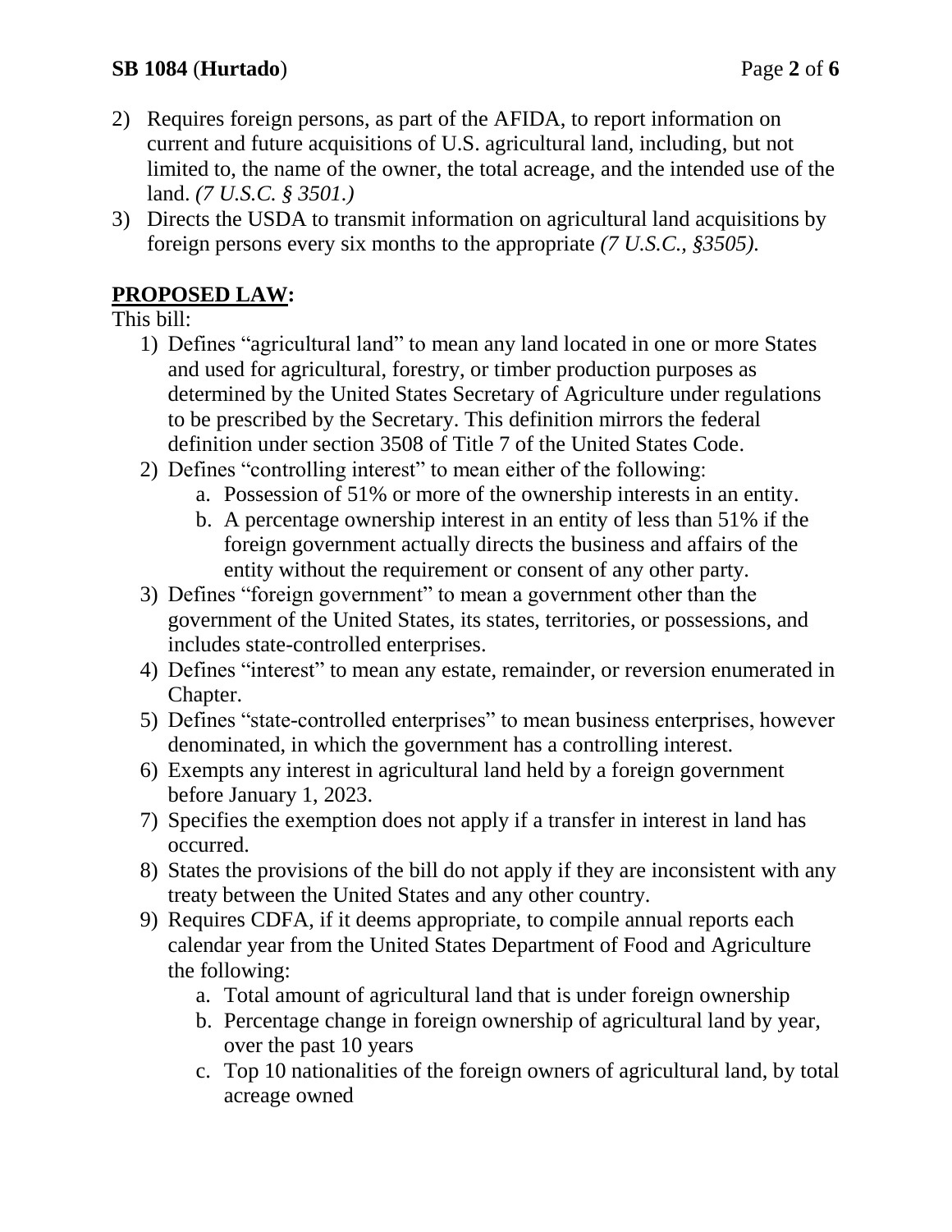2) Requires foreign persons, as part of the AFIDA, to report information on current and future acquisitions of U.S. agricultural land, including, but not limited to, the name of the owner, the total acreage, and the intended use of the land. *(7 U.S.C. § 3501.)*
3) Directs the USDA to transmit information on agricultural land acquisitions by foreign persons every six months to the appropriate *(7 U.S.C., §3505).*

## PROPOSED LAW:

This bill:

1) Defines "agricultural land" to mean any land located in one or more States and used for agricultural, forestry, or timber production purposes as determined by the United States Secretary of Agriculture under regulations to be prescribed by the Secretary. This definition mirrors the federal definition under section 3508 of Title 7 of the United States Code.
2) Defines "controlling interest" to mean either of the following:
   a. Possession of 51% or more of the ownership interests in an entity.
   b. A percentage ownership interest in an entity of less than 51% if the foreign government actually directs the business and affairs of the entity without the requirement or consent of any other party.
3) Defines "foreign government" to mean a government other than the government of the United States, its states, territories, or possessions, and includes state-controlled enterprises.
4) Defines "interest" to mean any estate, remainder, or reversion enumerated in Chapter.
5) Defines "state-controlled enterprises" to mean business enterprises, however denominated, in which the government has a controlling interest.
6) Exempts any interest in agricultural land held by a foreign government before January 1, 2023.
7) Specifies the exemption does not apply if a transfer in interest in land has occurred.
8) States the provisions of the bill do not apply if they are inconsistent with any treaty between the United States and any other country.
9) Requires CDFA, if it deems appropriate, to compile annual reports each calendar year from the United States Department of Food and Agriculture the following:
   a. Total amount of agricultural land that is under foreign ownership
   b. Percentage change in foreign ownership of agricultural land by year, over the past 10 years
   c. Top 10 nationalities of the foreign owners of agricultural land, by total acreage owned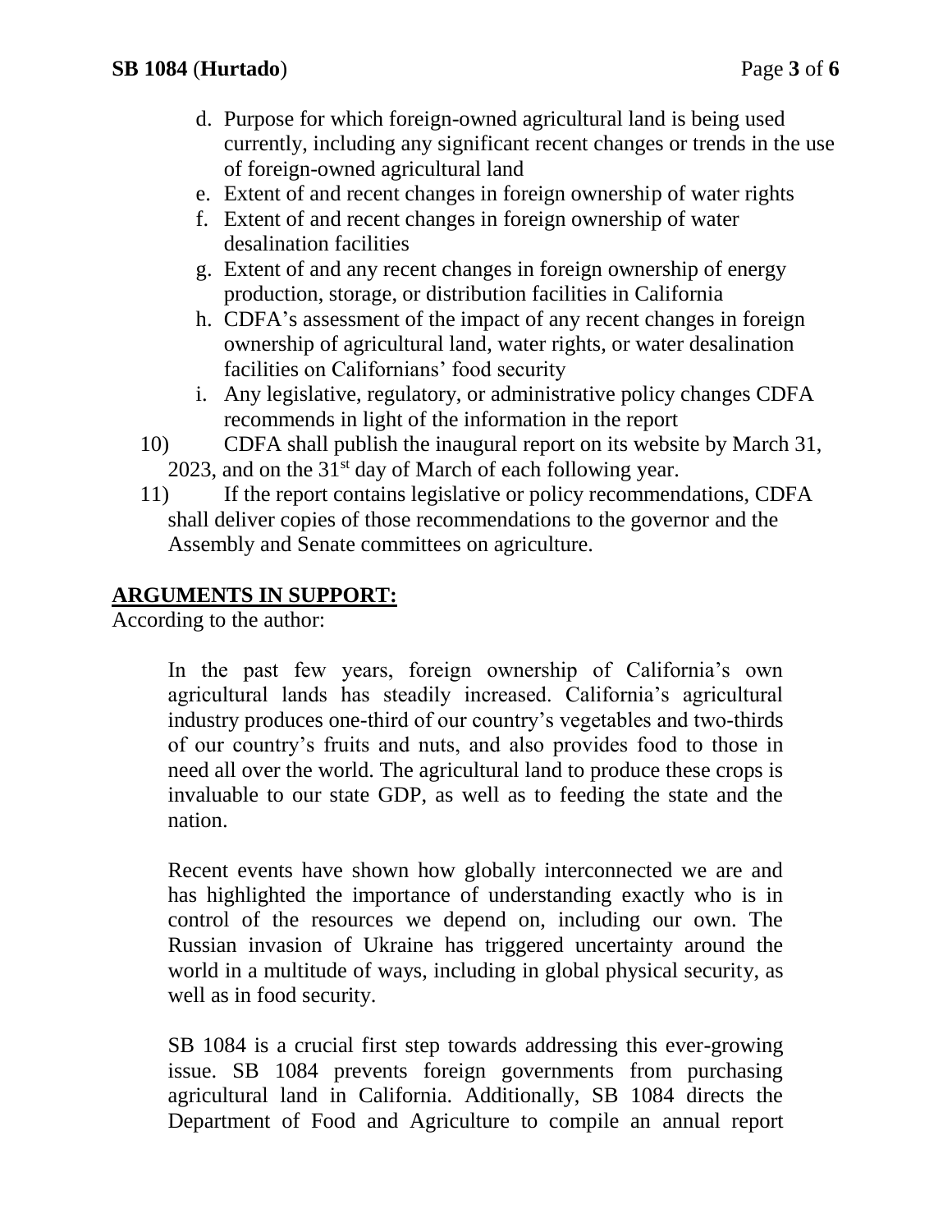d. Purpose for which foreign-owned agricultural land is being used currently, including any significant recent changes or trends in the use of foreign-owned agricultural land
e. Extent of and recent changes in foreign ownership of water rights
f. Extent of and recent changes in foreign ownership of water desalination facilities
g. Extent of and any recent changes in foreign ownership of energy production, storage, or distribution facilities in California
h. CDFA's assessment of the impact of any recent changes in foreign ownership of agricultural land, water rights, or water desalination facilities on Californians' food security
i. Any legislative, regulatory, or administrative policy changes CDFA recommends in light of the information in the report

10) CDFA shall publish the inaugural report on its website by March 31, 2023, and on the 31st day of March of each following year.

11) If the report contains legislative or policy recommendations, CDFA shall deliver copies of those recommendations to the governor and the Assembly and Senate committees on agriculture.

## ARGUMENTS IN SUPPORT:

According to the author:

> In the past few years, foreign ownership of California's own agricultural lands has steadily increased. California's agricultural industry produces one-third of our country's vegetables and two-thirds of our country's fruits and nuts, and also provides food to those in need all over the world. The agricultural land to produce these crops is invaluable to our state GDP, as well as to feeding the state and the nation.
>
> Recent events have shown how globally interconnected we are and has highlighted the importance of understanding exactly who is in control of the resources we depend on, including our own. The Russian invasion of Ukraine has triggered uncertainty around the world in a multitude of ways, including in global physical security, as well as in food security.
>
> SB 1084 is a crucial first step towards addressing this ever-growing issue. SB 1084 prevents foreign governments from purchasing agricultural land in California. Additionally, SB 1084 directs the Department of Food and Agriculture to compile an annual report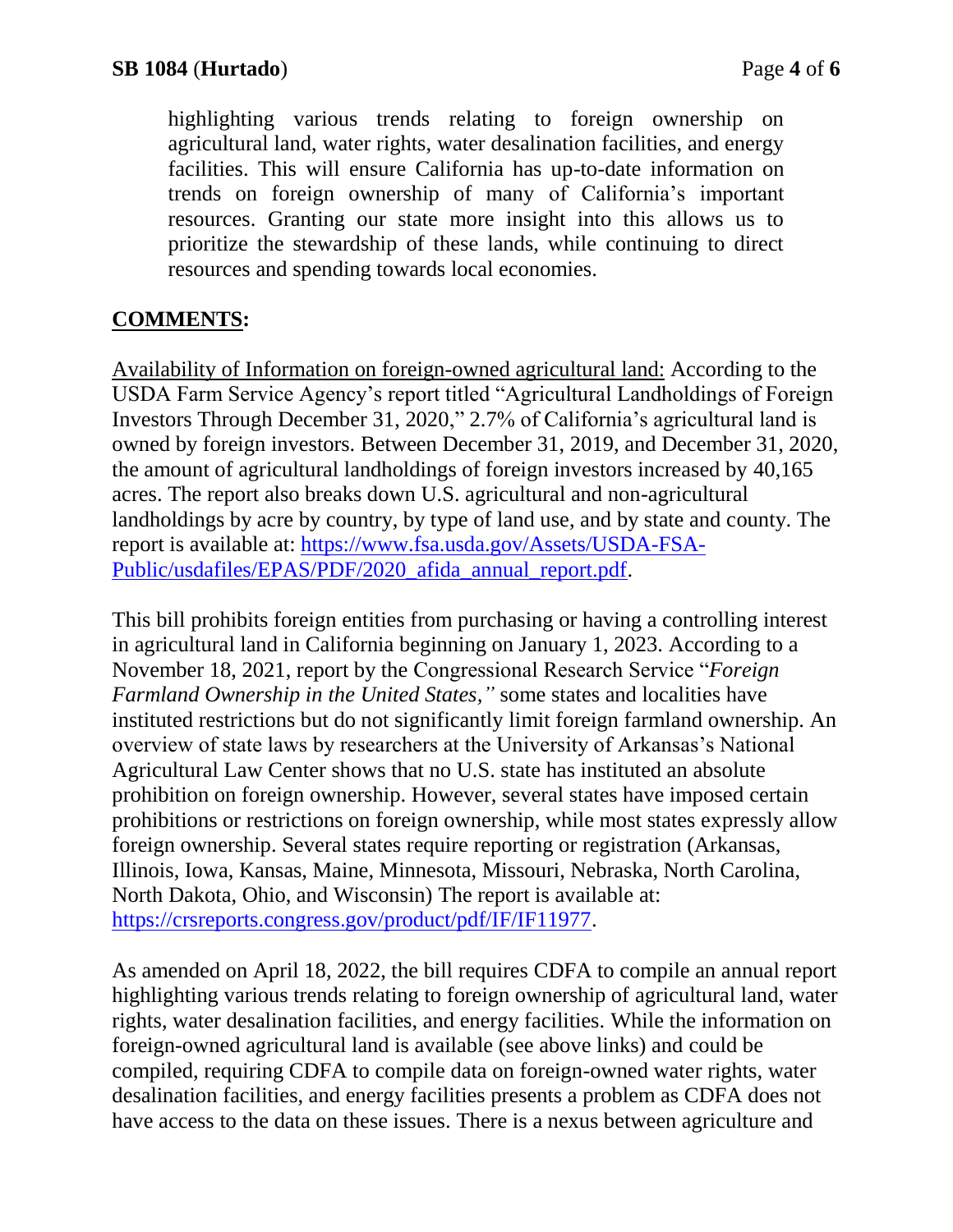highlighting various trends relating to foreign ownership on agricultural land, water rights, water desalination facilities, and energy facilities. This will ensure California has up-to-date information on trends on foreign ownership of many of California's important resources. Granting our state more insight into this allows us to prioritize the stewardship of these lands, while continuing to direct resources and spending towards local economies.

## COMMENTS:

Availability of Information on foreign-owned agricultural land: According to the USDA Farm Service Agency's report titled "Agricultural Landholdings of Foreign Investors Through December 31, 2020," 2.7% of California's agricultural land is owned by foreign investors. Between December 31, 2019, and December 31, 2020, the amount of agricultural landholdings of foreign investors increased by 40,165 acres. The report also breaks down U.S. agricultural and non-agricultural landholdings by acre by country, by type of land use, and by state and county. The report is available at: [https://www.fsa.usda.gov/Assets/USDA-FSA-Public/usdafiles/EPAS/PDF/2020_afida_annual_report.pdf](https://www.fsa.usda.gov/Assets/USDA-FSA-Public/usdafiles/EPAS/PDF/2020_afida_annual_report.pdf).

This bill prohibits foreign entities from purchasing or having a controlling interest in agricultural land in California beginning on January 1, 2023. According to a November 18, 2021, report by the Congressional Research Service "*Foreign Farmland Ownership in the United States,"* some states and localities have instituted restrictions but do not significantly limit foreign farmland ownership. An overview of state laws by researchers at the University of Arkansas's National Agricultural Law Center shows that no U.S. state has instituted an absolute prohibition on foreign ownership. However, several states have imposed certain prohibitions or restrictions on foreign ownership, while most states expressly allow foreign ownership. Several states require reporting or registration (Arkansas, Illinois, Iowa, Kansas, Maine, Minnesota, Missouri, Nebraska, North Carolina, North Dakota, Ohio, and Wisconsin) The report is available at: [https://crsreports.congress.gov/product/pdf/IF/IF11977](https://crsreports.congress.gov/product/pdf/IF/IF11977).

As amended on April 18, 2022, the bill requires CDFA to compile an annual report highlighting various trends relating to foreign ownership of agricultural land, water rights, water desalination facilities, and energy facilities. While the information on foreign-owned agricultural land is available (see above links) and could be compiled, requiring CDFA to compile data on foreign-owned water rights, water desalination facilities, and energy facilities presents a problem as CDFA does not have access to the data on these issues. There is a nexus between agriculture and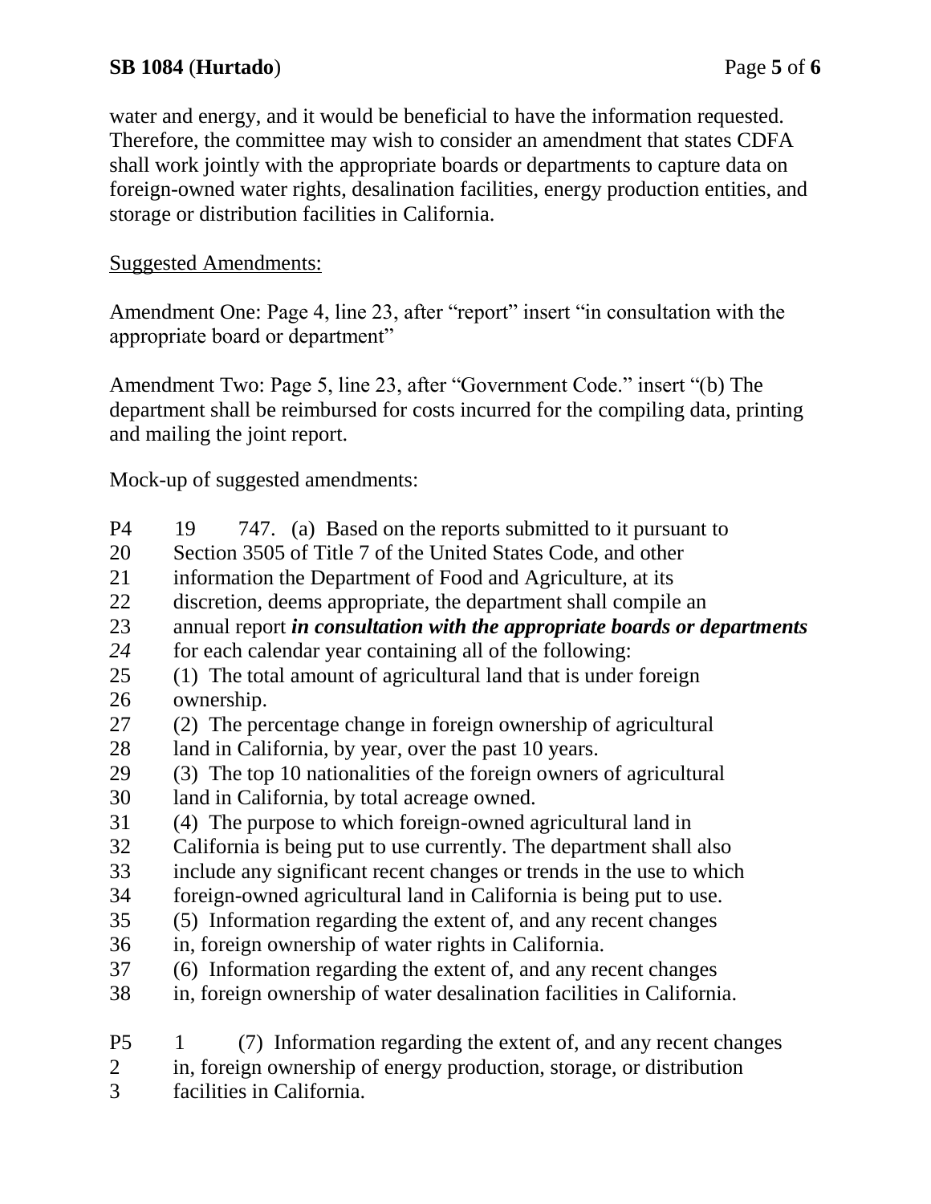water and energy, and it would be beneficial to have the information requested. Therefore, the committee may wish to consider an amendment that states CDFA shall work jointly with the appropriate boards or departments to capture data on foreign-owned water rights, desalination facilities, energy production entities, and storage or distribution facilities in California.

<u>Suggested Amendments:</u>

Amendment One: Page 4, line 23, after "report" insert "in consultation with the appropriate board or department"

Amendment Two: Page 5, line 23, after "Government Code." insert "(b) The department shall be reimbursed for costs incurred for the compiling data, printing and mailing the joint report.

Mock-up of suggested amendments:

P4 19 747. (a) Based on the reports submitted to it pursuant to
20 Section 3505 of Title 7 of the United States Code, and other
21 information the Department of Food and Agriculture, at its
22 discretion, deems appropriate, the department shall compile an
23 annual report ***in consultation with the appropriate boards or departments***
*24* for each calendar year containing all of the following:
25 (1) The total amount of agricultural land that is under foreign
26 ownership.
27 (2) The percentage change in foreign ownership of agricultural
28 land in California, by year, over the past 10 years.
29 (3) The top 10 nationalities of the foreign owners of agricultural
30 land in California, by total acreage owned.
31 (4) The purpose to which foreign-owned agricultural land in
32 California is being put to use currently. The department shall also
33 include any significant recent changes or trends in the use to which
34 foreign-owned agricultural land in California is being put to use.
35 (5) Information regarding the extent of, and any recent changes
36 in, foreign ownership of water rights in California.
37 (6) Information regarding the extent of, and any recent changes
38 in, foreign ownership of water desalination facilities in California.

P5 1 (7) Information regarding the extent of, and any recent changes
2 in, foreign ownership of energy production, storage, or distribution
3 facilities in California.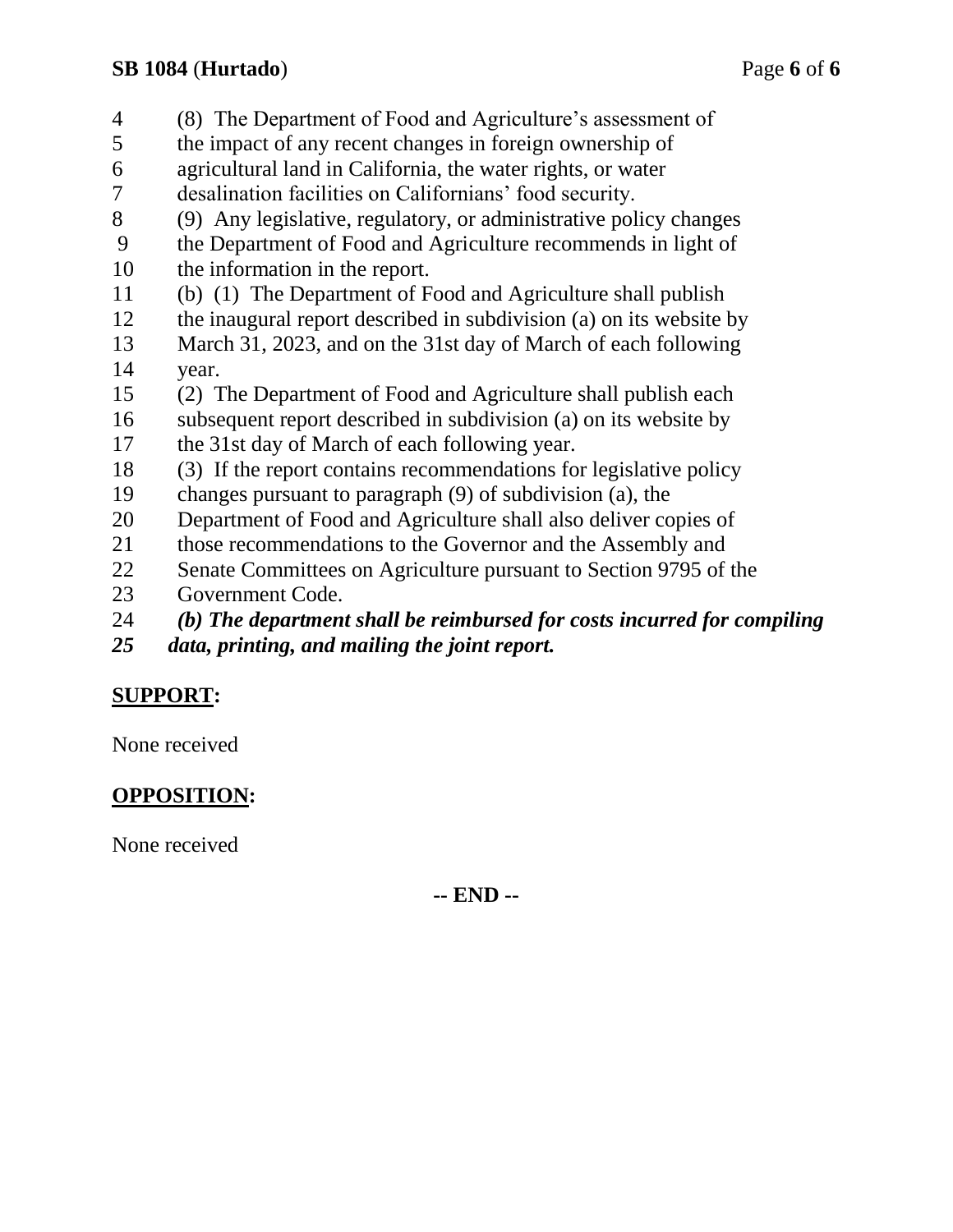4 (8) The Department of Food and Agriculture's assessment of
5 the impact of any recent changes in foreign ownership of
6 agricultural land in California, the water rights, or water
7 desalination facilities on Californians' food security.
8 (9) Any legislative, regulatory, or administrative policy changes
9 the Department of Food and Agriculture recommends in light of
10 the information in the report.
11 (b) (1) The Department of Food and Agriculture shall publish
12 the inaugural report described in subdivision (a) on its website by
13 March 31, 2023, and on the 31st day of March of each following
14 year.
15 (2) The Department of Food and Agriculture shall publish each
16 subsequent report described in subdivision (a) on its website by
17 the 31st day of March of each following year.
18 (3) If the report contains recommendations for legislative policy
19 changes pursuant to paragraph (9) of subdivision (a), the
20 Department of Food and Agriculture shall also deliver copies of
21 those recommendations to the Governor and the Assembly and
22 Senate Committees on Agriculture pursuant to Section 9795 of the
23 Government Code.
24 ***(b) The department shall be reimbursed for costs incurred for compiling***
***25 data, printing, and mailing the joint report.***

## SUPPORT:

None received

## OPPOSITION:

None received

**-- END --**